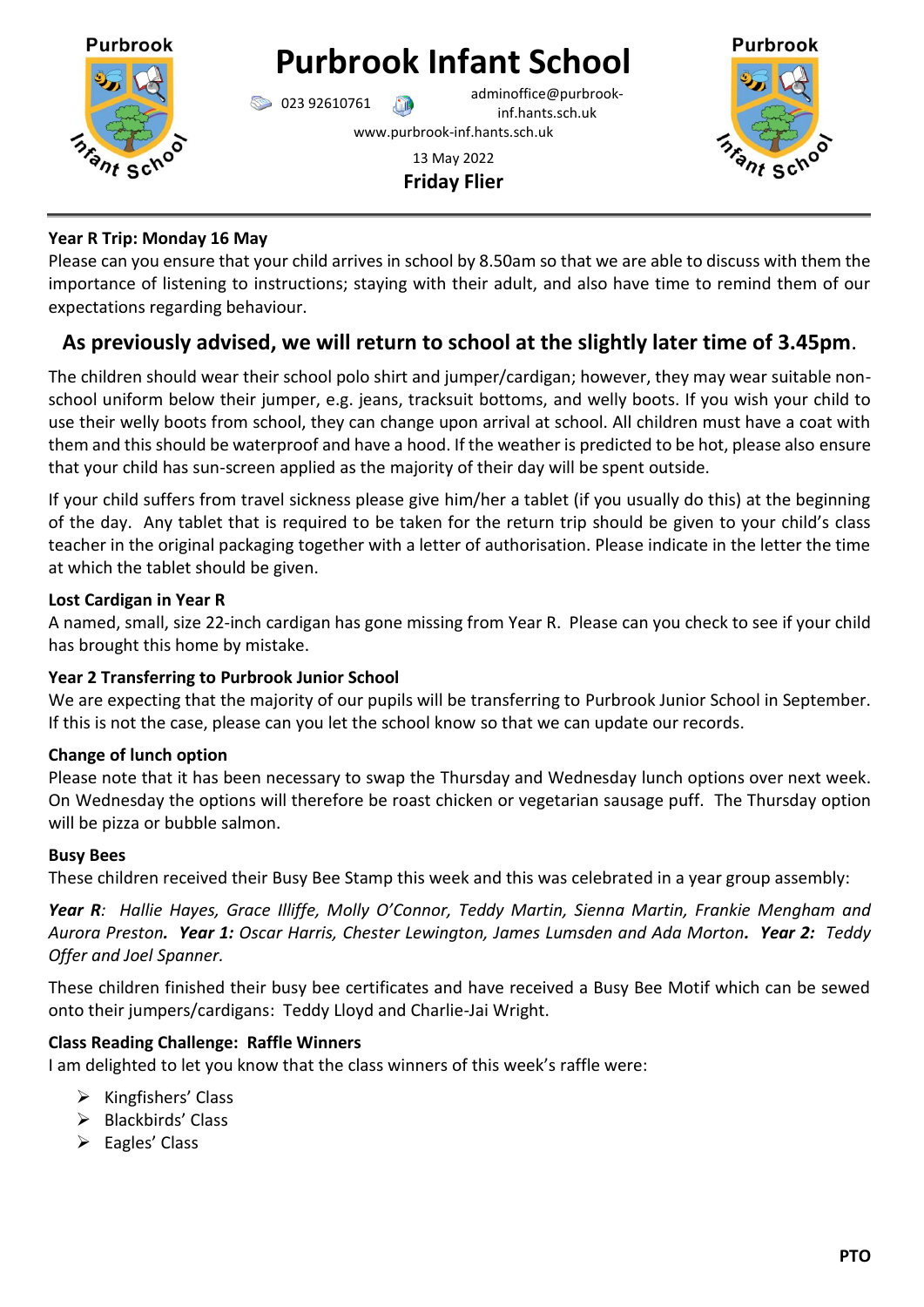# Purbrook Infant School

023 92610761 adminoffice@purbrook-inf.hants.sch.uk
www.purbrook-inf.hants.sch.uk

13 May 2022

**Friday Flier**

**Year R Trip: Monday 16 May**

Please can you ensure that your child arrives in school by 8.50am so that we are able to discuss with them the importance of listening to instructions; staying with their adult, and also have time to remind them of our expectations regarding behaviour.

**As previously advised, we will return to school at the slightly later time of 3.45pm.**

The children should wear their school polo shirt and jumper/cardigan; however, they may wear suitable non-school uniform below their jumper, e.g. jeans, tracksuit bottoms, and welly boots. If you wish your child to use their welly boots from school, they can change upon arrival at school. All children must have a coat with them and this should be waterproof and have a hood. If the weather is predicted to be hot, please also ensure that your child has sun-screen applied as the majority of their day will be spent outside.

If your child suffers from travel sickness please give him/her a tablet (if you usually do this) at the beginning of the day. Any tablet that is required to be taken for the return trip should be given to your child's class teacher in the original packaging together with a letter of authorisation. Please indicate in the letter the time at which the tablet should be given.

**Lost Cardigan in Year R**

A named, small, size 22-inch cardigan has gone missing from Year R. Please can you check to see if your child has brought this home by mistake.

**Year 2 Transferring to Purbrook Junior School**

We are expecting that the majority of our pupils will be transferring to Purbrook Junior School in September. If this is not the case, please can you let the school know so that we can update our records.

**Change of lunch option**

Please note that it has been necessary to swap the Thursday and Wednesday lunch options over next week. On Wednesday the options will therefore be roast chicken or vegetarian sausage puff. The Thursday option will be pizza or bubble salmon.

**Busy Bees**

These children received their Busy Bee Stamp this week and this was celebrated in a year group assembly:

***Year R**: Hallie Hayes, Grace Illiffe, Molly O'Connor, Teddy Martin, Sienna Martin, Frankie Mengham and Aurora Preston. **Year 1:** Oscar Harris, Chester Lewington, James Lumsden and Ada Morton. **Year 2:** Teddy Offer and Joel Spanner.*

These children finished their busy bee certificates and have received a Busy Bee Motif which can be sewed onto their jumpers/cardigans: Teddy Lloyd and Charlie-Jai Wright.

**Class Reading Challenge: Raffle Winners**

I am delighted to let you know that the class winners of this week's raffle were:

- Kingfishers' Class
- Blackbirds' Class
- Eagles' Class

**PTO**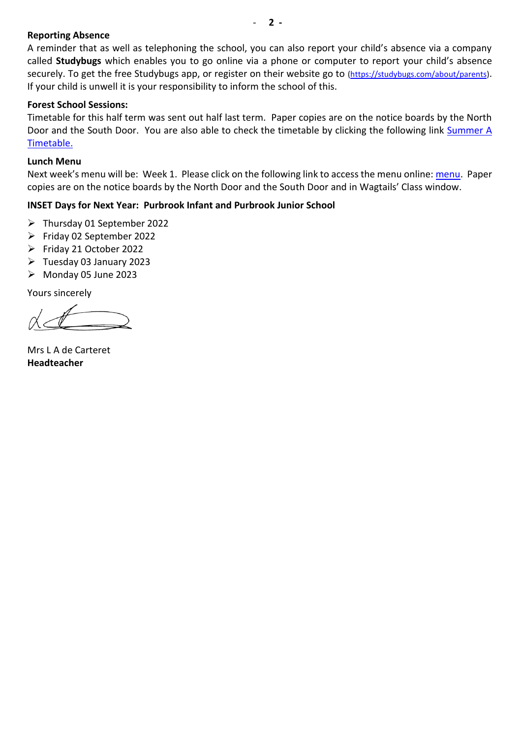**Reporting Absence**

A reminder that as well as telephoning the school, you can also report your child's absence via a company called **Studybugs** which enables you to go online via a phone or computer to report your child's absence securely. To get the free Studybugs app, or register on their website go to (https://studybugs.com/about/parents). If your child is unwell it is your responsibility to inform the school of this.

**Forest School Sessions:**

Timetable for this half term was sent out half last term. Paper copies are on the notice boards by the North Door and the South Door. You are also able to check the timetable by clicking the following link Summer A Timetable.

**Lunch Menu**

Next week's menu will be: Week 1. Please click on the following link to access the menu online: menu. Paper copies are on the notice boards by the North Door and the South Door and in Wagtails' Class window.

**INSET Days for Next Year: Purbrook Infant and Purbrook Junior School**

- Thursday 01 September 2022
- Friday 02 September 2022
- Friday 21 October 2022
- Tuesday 03 January 2023
- Monday 05 June 2023

Yours sincerely

Mrs L A de Carteret
**Headteacher**